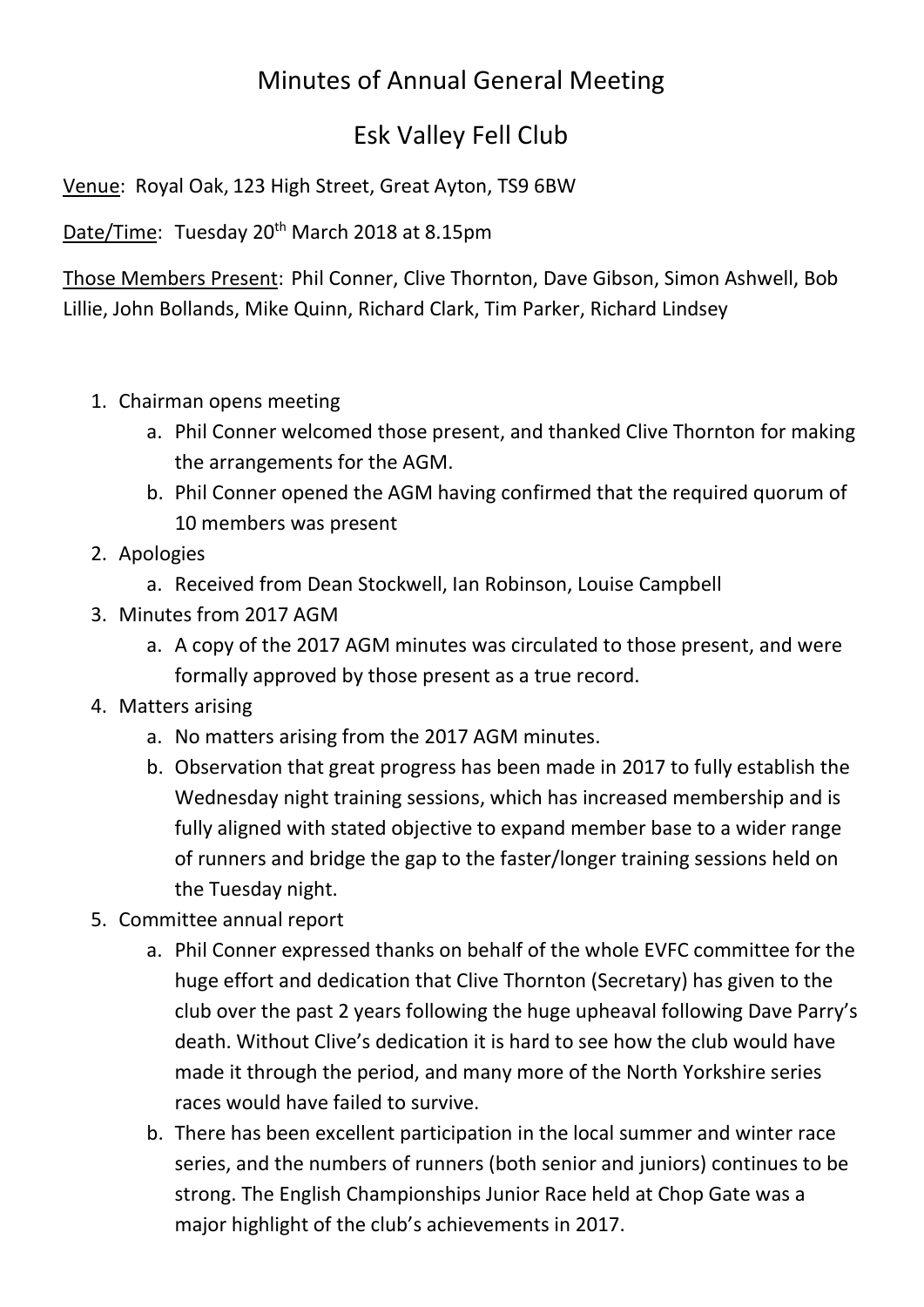# Minutes of Annual General Meeting

## Esk Valley Fell Club

Venue: Royal Oak, 123 High Street, Great Ayton, TS9 6BW

Date/Time: Tuesday 20th March 2018 at 8.15pm

Those Members Present: Phil Conner, Clive Thornton, Dave Gibson, Simon Ashwell, Bob Lillie, John Bollands, Mike Quinn, Richard Clark, Tim Parker, Richard Lindsey

1. Chairman opens meeting
    a. Phil Conner welcomed those present, and thanked Clive Thornton for making the arrangements for the AGM.
    b. Phil Conner opened the AGM having confirmed that the required quorum of 10 members was present
2. Apologies
    a. Received from Dean Stockwell, Ian Robinson, Louise Campbell
3. Minutes from 2017 AGM
    a. A copy of the 2017 AGM minutes was circulated to those present, and were formally approved by those present as a true record.
4. Matters arising
    a. No matters arising from the 2017 AGM minutes.
    b. Observation that great progress has been made in 2017 to fully establish the Wednesday night training sessions, which has increased membership and is fully aligned with stated objective to expand member base to a wider range of runners and bridge the gap to the faster/longer training sessions held on the Tuesday night.
5. Committee annual report
    a. Phil Conner expressed thanks on behalf of the whole EVFC committee for the huge effort and dedication that Clive Thornton (Secretary) has given to the club over the past 2 years following the huge upheaval following Dave Parry's death. Without Clive's dedication it is hard to see how the club would have made it through the period, and many more of the North Yorkshire series races would have failed to survive.
    b. There has been excellent participation in the local summer and winter race series, and the numbers of runners (both senior and juniors) continues to be strong. The English Championships Junior Race held at Chop Gate was a major highlight of the club's achievements in 2017.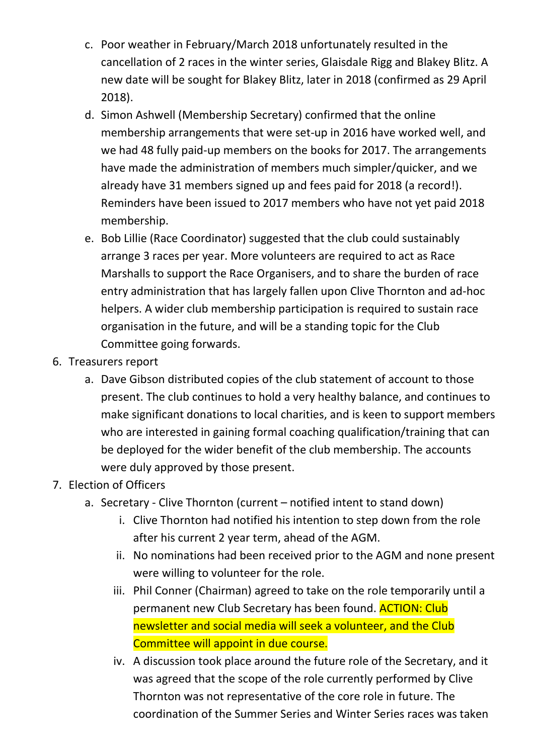c. Poor weather in February/March 2018 unfortunately resulted in the cancellation of 2 races in the winter series, Glaisdale Rigg and Blakey Blitz. A new date will be sought for Blakey Blitz, later in 2018 (confirmed as 29 April 2018).

d. Simon Ashwell (Membership Secretary) confirmed that the online membership arrangements that were set-up in 2016 have worked well, and we had 48 fully paid-up members on the books for 2017. The arrangements have made the administration of members much simpler/quicker, and we already have 31 members signed up and fees paid for 2018 (a record!). Reminders have been issued to 2017 members who have not yet paid 2018 membership.

e. Bob Lillie (Race Coordinator) suggested that the club could sustainably arrange 3 races per year. More volunteers are required to act as Race Marshalls to support the Race Organisers, and to share the burden of race entry administration that has largely fallen upon Clive Thornton and ad-hoc helpers. A wider club membership participation is required to sustain race organisation in the future, and will be a standing topic for the Club Committee going forwards.

6. Treasurers report
   a. Dave Gibson distributed copies of the club statement of account to those present. The club continues to hold a very healthy balance, and continues to make significant donations to local charities, and is keen to support members who are interested in gaining formal coaching qualification/training that can be deployed for the wider benefit of the club membership. The accounts were duly approved by those present.

7. Election of Officers
   a. Secretary - Clive Thornton (current – notified intent to stand down)
      i. Clive Thornton had notified his intention to step down from the role after his current 2 year term, ahead of the AGM.
      ii. No nominations had been received prior to the AGM and none present were willing to volunteer for the role.
      iii. Phil Conner (Chairman) agreed to take on the role temporarily until a permanent new Club Secretary has been found. ACTION: Club newsletter and social media will seek a volunteer, and the Club Committee will appoint in due course.
      iv. A discussion took place around the future role of the Secretary, and it was agreed that the scope of the role currently performed by Clive Thornton was not representative of the core role in future. The coordination of the Summer Series and Winter Series races was taken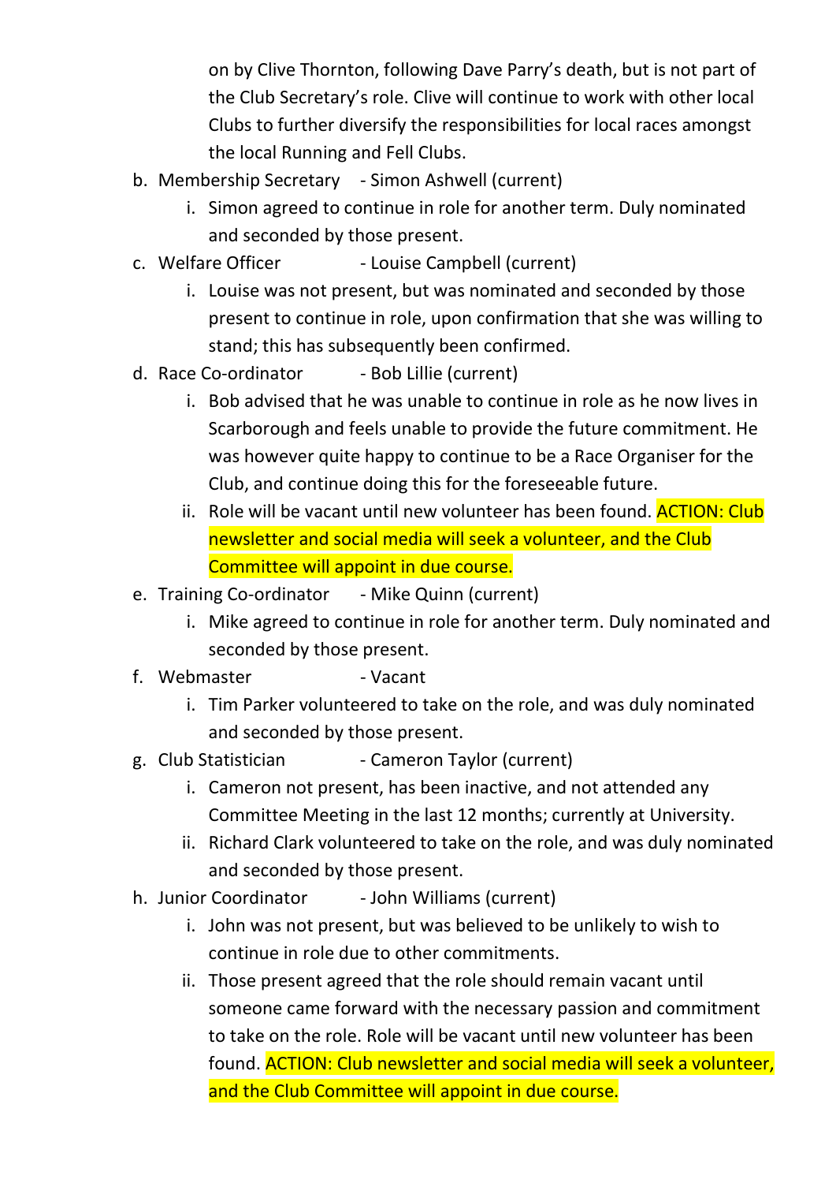on by Clive Thornton, following Dave Parry's death, but is not part of the Club Secretary's role. Clive will continue to work with other local Clubs to further diversify the responsibilities for local races amongst the local Running and Fell Clubs.

b. Membership Secretary - Simon Ashwell (current)
    i. Simon agreed to continue in role for another term. Duly nominated and seconded by those present.
c. Welfare Officer - Louise Campbell (current)
    i. Louise was not present, but was nominated and seconded by those present to continue in role, upon confirmation that she was willing to stand; this has subsequently been confirmed.
d. Race Co-ordinator - Bob Lillie (current)
    i. Bob advised that he was unable to continue in role as he now lives in Scarborough and feels unable to provide the future commitment. He was however quite happy to continue to be a Race Organiser for the Club, and continue doing this for the foreseeable future.
    ii. Role will be vacant until new volunteer has been found. ACTION: Club newsletter and social media will seek a volunteer, and the Club Committee will appoint in due course.
e. Training Co-ordinator - Mike Quinn (current)
    i. Mike agreed to continue in role for another term. Duly nominated and seconded by those present.
f. Webmaster - Vacant
    i. Tim Parker volunteered to take on the role, and was duly nominated and seconded by those present.
g. Club Statistician - Cameron Taylor (current)
    i. Cameron not present, has been inactive, and not attended any Committee Meeting in the last 12 months; currently at University.
    ii. Richard Clark volunteered to take on the role, and was duly nominated and seconded by those present.
h. Junior Coordinator - John Williams (current)
    i. John was not present, but was believed to be unlikely to wish to continue in role due to other commitments.
    ii. Those present agreed that the role should remain vacant until someone came forward with the necessary passion and commitment to take on the role. Role will be vacant until new volunteer has been found. ACTION: Club newsletter and social media will seek a volunteer, and the Club Committee will appoint in due course.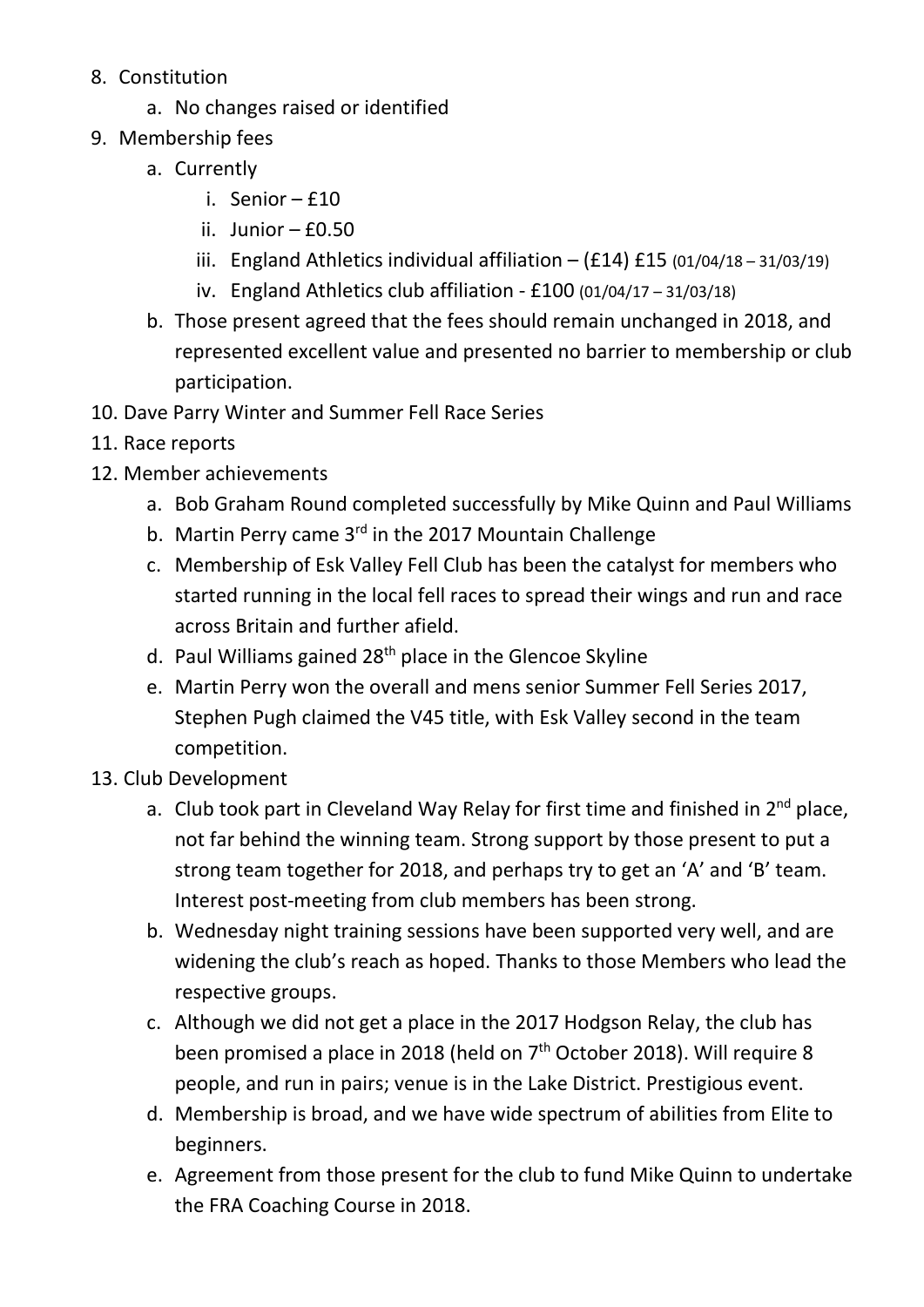8. Constitution
    a. No changes raised or identified
9. Membership fees
    a. Currently
        i. Senior – £10
        ii. Junior – £0.50
        iii. England Athletics individual affiliation – (£14) £15 (01/04/18 – 31/03/19)
        iv. England Athletics club affiliation - £100 (01/04/17 – 31/03/18)
    b. Those present agreed that the fees should remain unchanged in 2018, and represented excellent value and presented no barrier to membership or club participation.
10. Dave Parry Winter and Summer Fell Race Series
11. Race reports
12. Member achievements
    a. Bob Graham Round completed successfully by Mike Quinn and Paul Williams
    b. Martin Perry came 3rd in the 2017 Mountain Challenge
    c. Membership of Esk Valley Fell Club has been the catalyst for members who started running in the local fell races to spread their wings and run and race across Britain and further afield.
    d. Paul Williams gained 28th place in the Glencoe Skyline
    e. Martin Perry won the overall and mens senior Summer Fell Series 2017, Stephen Pugh claimed the V45 title, with Esk Valley second in the team competition.
13. Club Development
    a. Club took part in Cleveland Way Relay for first time and finished in 2nd place, not far behind the winning team. Strong support by those present to put a strong team together for 2018, and perhaps try to get an 'A' and 'B' team. Interest post-meeting from club members has been strong.
    b. Wednesday night training sessions have been supported very well, and are widening the club's reach as hoped. Thanks to those Members who lead the respective groups.
    c. Although we did not get a place in the 2017 Hodgson Relay, the club has been promised a place in 2018 (held on 7th October 2018). Will require 8 people, and run in pairs; venue is in the Lake District. Prestigious event.
    d. Membership is broad, and we have wide spectrum of abilities from Elite to beginners.
    e. Agreement from those present for the club to fund Mike Quinn to undertake the FRA Coaching Course in 2018.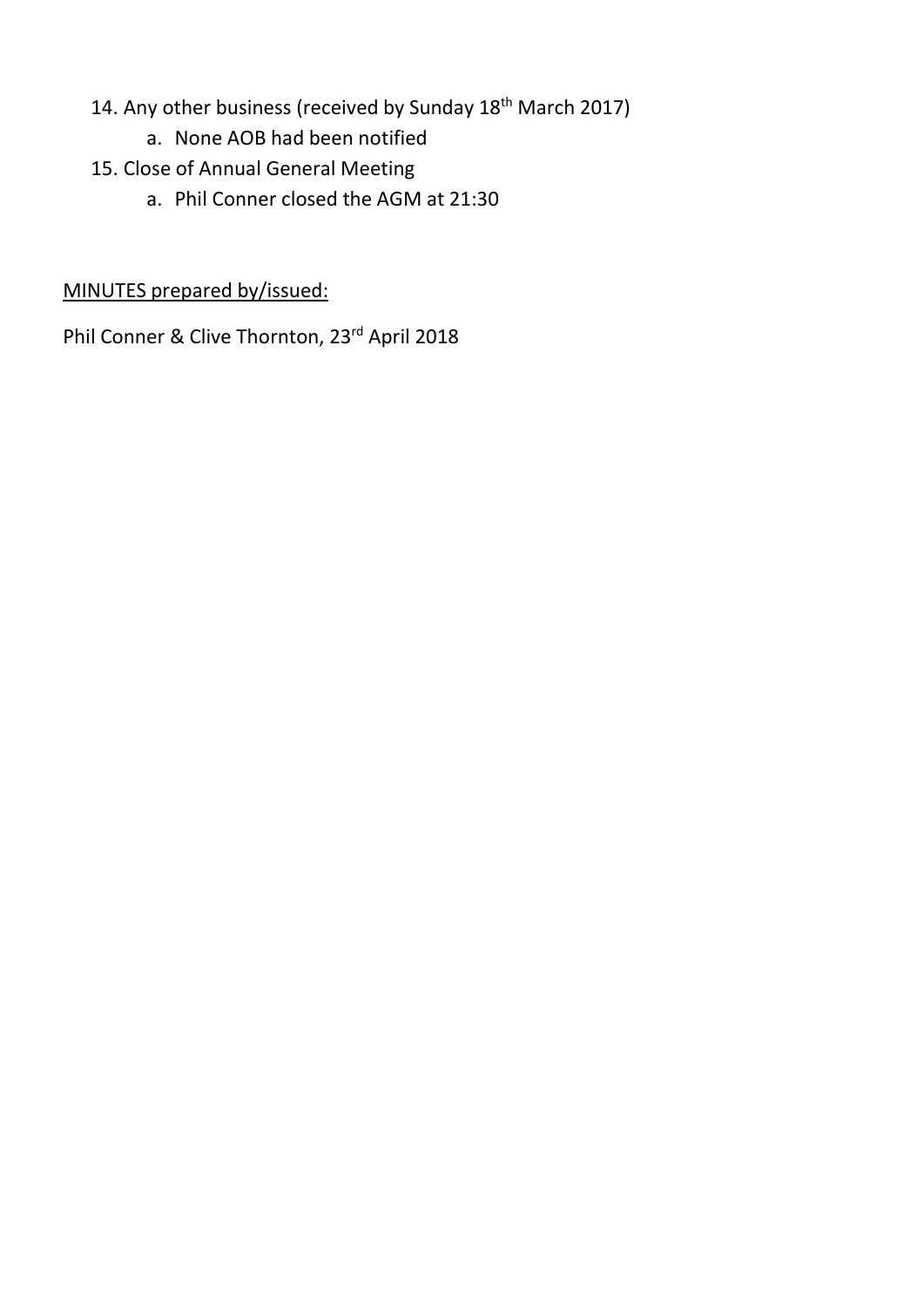14. Any other business (received by Sunday 18th March 2017)
    a. None AOB had been notified
15. Close of Annual General Meeting
    a. Phil Conner closed the AGM at 21:30

<u>MINUTES prepared by/issued:</u>

Phil Conner & Clive Thornton, 23rd April 2018